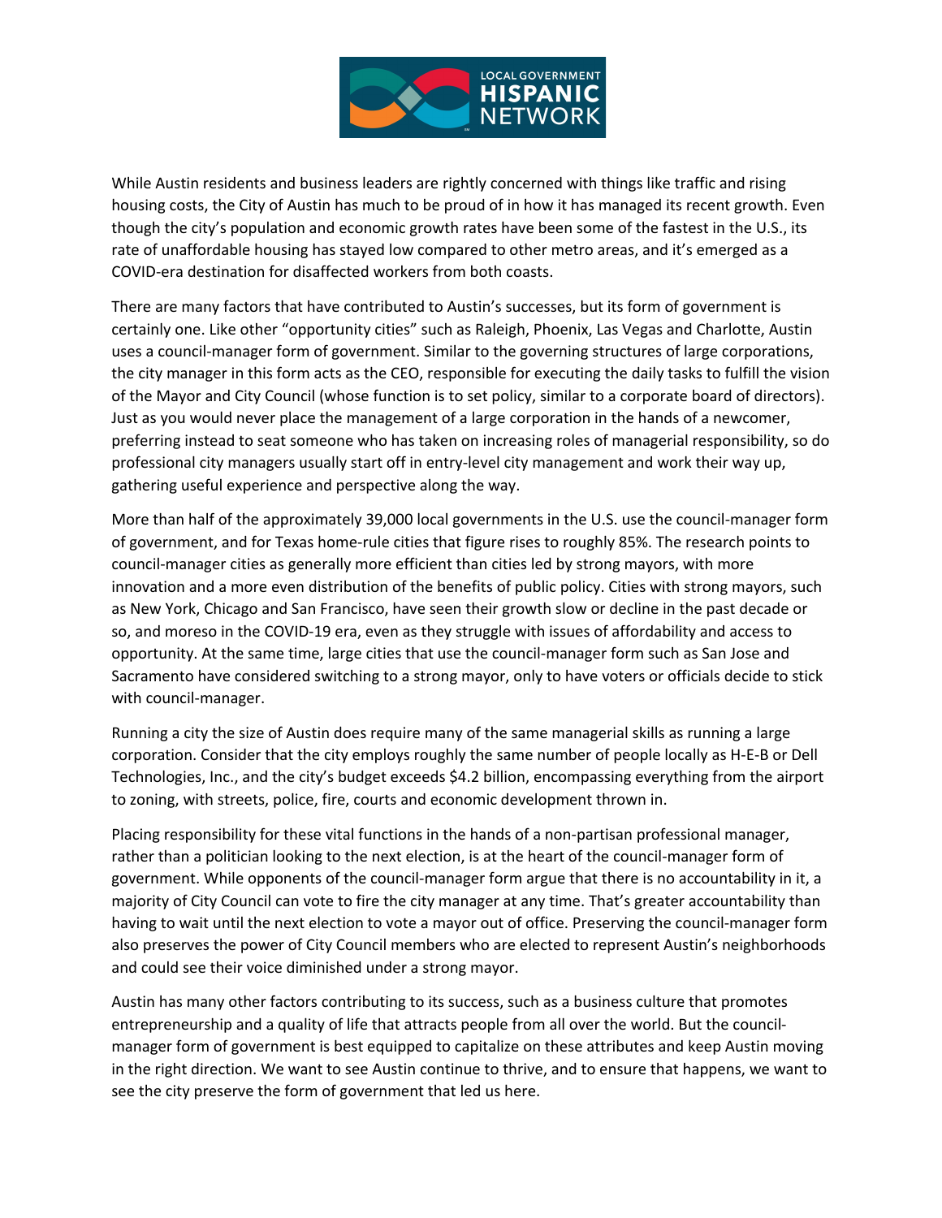LOCAL GOVERNMENT HISPANIC NETWORK

While Austin residents and business leaders are rightly concerned with things like traffic and rising housing costs, the City of Austin has much to be proud of in how it has managed its recent growth. Even though the city's population and economic growth rates have been some of the fastest in the U.S., its rate of unaffordable housing has stayed low compared to other metro areas, and it's emerged as a COVID-era destination for disaffected workers from both coasts.

There are many factors that have contributed to Austin's successes, but its form of government is certainly one. Like other "opportunity cities" such as Raleigh, Phoenix, Las Vegas and Charlotte, Austin uses a council-manager form of government. Similar to the governing structures of large corporations, the city manager in this form acts as the CEO, responsible for executing the daily tasks to fulfill the vision of the Mayor and City Council (whose function is to set policy, similar to a corporate board of directors). Just as you would never place the management of a large corporation in the hands of a newcomer, preferring instead to seat someone who has taken on increasing roles of managerial responsibility, so do professional city managers usually start off in entry-level city management and work their way up, gathering useful experience and perspective along the way.

More than half of the approximately 39,000 local governments in the U.S. use the council-manager form of government, and for Texas home-rule cities that figure rises to roughly 85%. The research points to council-manager cities as generally more efficient than cities led by strong mayors, with more innovation and a more even distribution of the benefits of public policy. Cities with strong mayors, such as New York, Chicago and San Francisco, have seen their growth slow or decline in the past decade or so, and moreso in the COVID-19 era, even as they struggle with issues of affordability and access to opportunity. At the same time, large cities that use the council-manager form such as San Jose and Sacramento have considered switching to a strong mayor, only to have voters or officials decide to stick with council-manager.

Running a city the size of Austin does require many of the same managerial skills as running a large corporation. Consider that the city employs roughly the same number of people locally as H-E-B or Dell Technologies, Inc., and the city's budget exceeds $4.2 billion, encompassing everything from the airport to zoning, with streets, police, fire, courts and economic development thrown in.

Placing responsibility for these vital functions in the hands of a non-partisan professional manager, rather than a politician looking to the next election, is at the heart of the council-manager form of government. While opponents of the council-manager form argue that there is no accountability in it, a majority of City Council can vote to fire the city manager at any time. That's greater accountability than having to wait until the next election to vote a mayor out of office. Preserving the council-manager form also preserves the power of City Council members who are elected to represent Austin's neighborhoods and could see their voice diminished under a strong mayor.

Austin has many other factors contributing to its success, such as a business culture that promotes entrepreneurship and a quality of life that attracts people from all over the world. But the council-manager form of government is best equipped to capitalize on these attributes and keep Austin moving in the right direction. We want to see Austin continue to thrive, and to ensure that happens, we want to see the city preserve the form of government that led us here.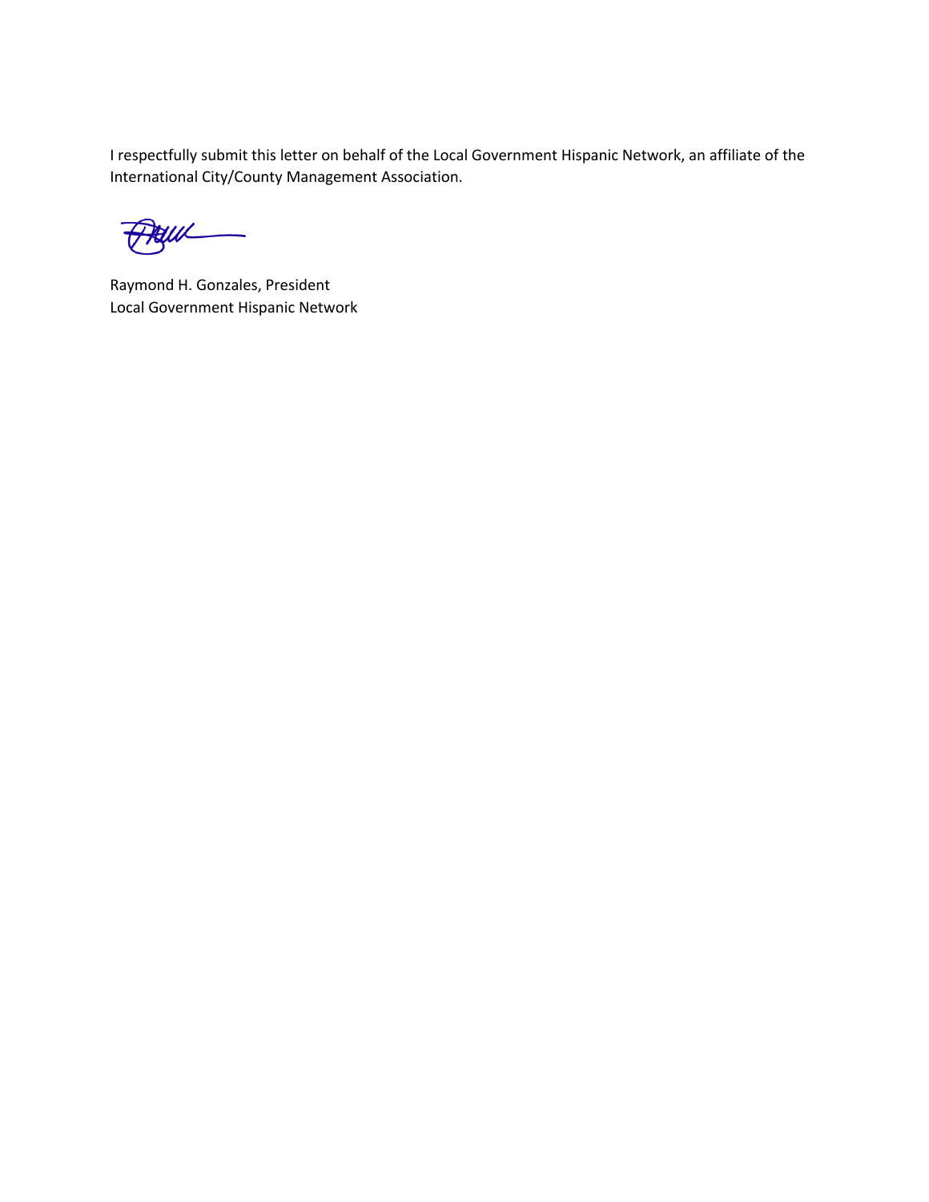I respectfully submit this letter on behalf of the Local Government Hispanic Network, an affiliate of the International City/County Management Association.

Raymond H. Gonzales, President
Local Government Hispanic Network